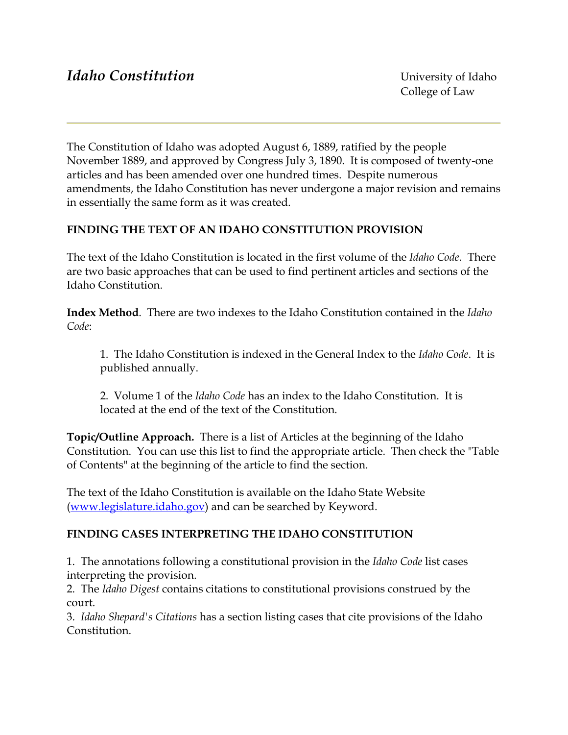# *Idaho Constitution*

University of Idaho
College of Law

---

The Constitution of Idaho was adopted August 6, 1889, ratified by the people November 1889, and approved by Congress July 3, 1890. It is composed of twenty-one articles and has been amended over one hundred times. Despite numerous amendments, the Idaho Constitution has never undergone a major revision and remains in essentially the same form as it was created.

## FINDING THE TEXT OF AN IDAHO CONSTITUTION PROVISION

The text of the Idaho Constitution is located in the first volume of the *Idaho Code*. There are two basic approaches that can be used to find pertinent articles and sections of the Idaho Constitution.

**Index Method**. There are two indexes to the Idaho Constitution contained in the *Idaho Code*:

> 1. The Idaho Constitution is indexed in the General Index to the *Idaho Code*. It is published annually.
>
> 2. Volume 1 of the *Idaho Code* has an index to the Idaho Constitution. It is located at the end of the text of the Constitution.

**Topic/Outline Approach.** There is a list of Articles at the beginning of the Idaho Constitution. You can use this list to find the appropriate article. Then check the "Table of Contents" at the beginning of the article to find the section.

The text of the Idaho Constitution is available on the Idaho State Website (www.legislature.idaho.gov) and can be searched by Keyword.

## FINDING CASES INTERPRETING THE IDAHO CONSTITUTION

1. The annotations following a constitutional provision in the *Idaho Code* list cases interpreting the provision.
2. The *Idaho Digest* contains citations to constitutional provisions construed by the court.
3. *Idaho Shepard's Citations* has a section listing cases that cite provisions of the Idaho Constitution.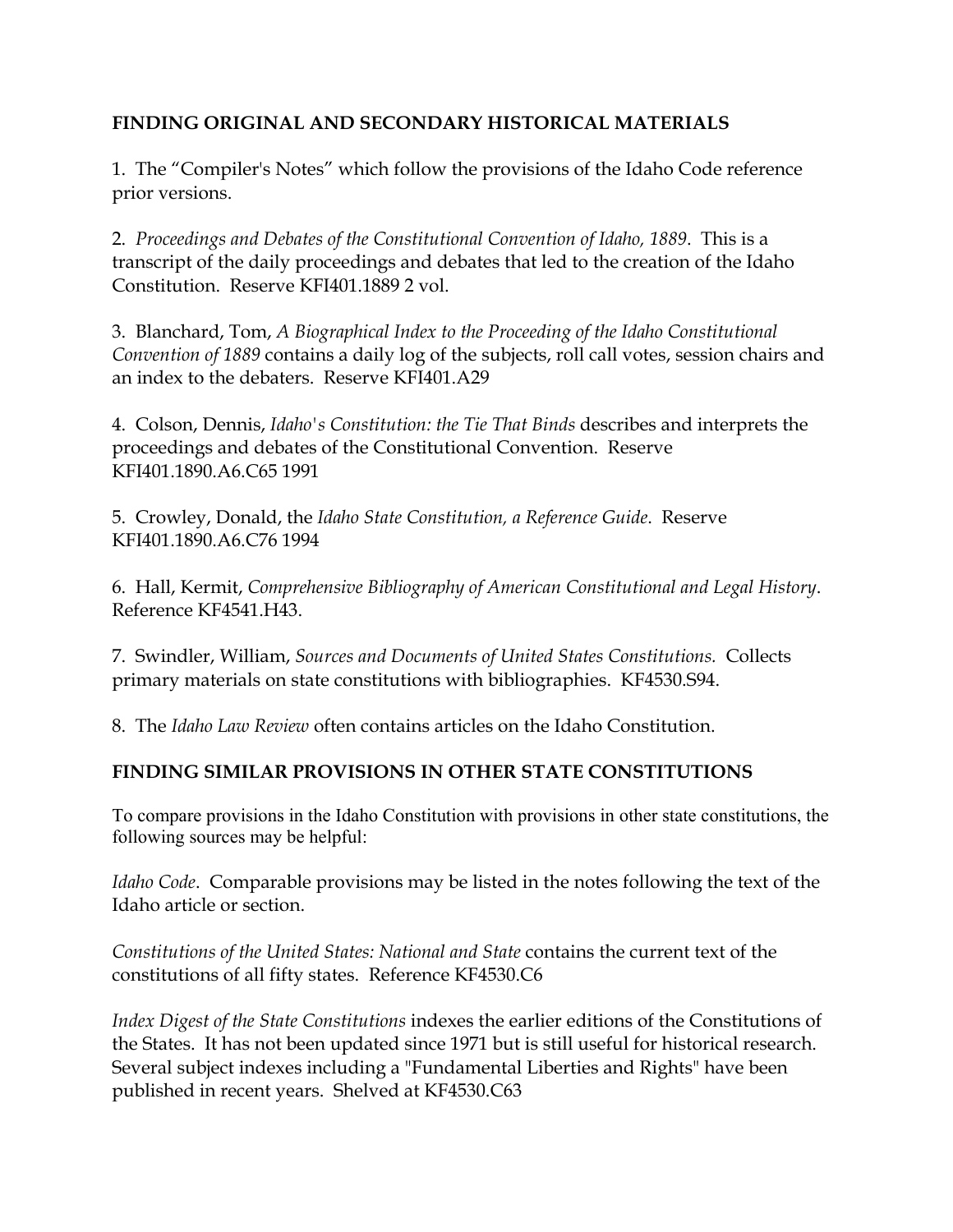## FINDING ORIGINAL AND SECONDARY HISTORICAL MATERIALS

1. The "Compiler's Notes" which follow the provisions of the Idaho Code reference prior versions.

2. *Proceedings and Debates of the Constitutional Convention of Idaho, 1889*. This is a transcript of the daily proceedings and debates that led to the creation of the Idaho Constitution. Reserve KFI401.1889 2 vol.

3. Blanchard, Tom, *A Biographical Index to the Proceeding of the Idaho Constitutional Convention of 1889* contains a daily log of the subjects, roll call votes, session chairs and an index to the debaters. Reserve KFI401.A29

4. Colson, Dennis, *Idaho's Constitution: the Tie That Binds* describes and interprets the proceedings and debates of the Constitutional Convention. Reserve KFI401.1890.A6.C65 1991

5. Crowley, Donald, the *Idaho State Constitution, a Reference Guide*. Reserve KFI401.1890.A6.C76 1994

6. Hall, Kermit, *Comprehensive Bibliography of American Constitutional and Legal History*. Reference KF4541.H43.

7. Swindler, William, *Sources and Documents of United States Constitutions.* Collects primary materials on state constitutions with bibliographies. KF4530.S94.

8. The *Idaho Law Review* often contains articles on the Idaho Constitution.

## FINDING SIMILAR PROVISIONS IN OTHER STATE CONSTITUTIONS

To compare provisions in the Idaho Constitution with provisions in other state constitutions, the following sources may be helpful:

*Idaho Code*. Comparable provisions may be listed in the notes following the text of the Idaho article or section.

*Constitutions of the United States: National and State* contains the current text of the constitutions of all fifty states. Reference KF4530.C6

*Index Digest of the State Constitutions* indexes the earlier editions of the Constitutions of the States. It has not been updated since 1971 but is still useful for historical research. Several subject indexes including a "Fundamental Liberties and Rights" have been published in recent years. Shelved at KF4530.C63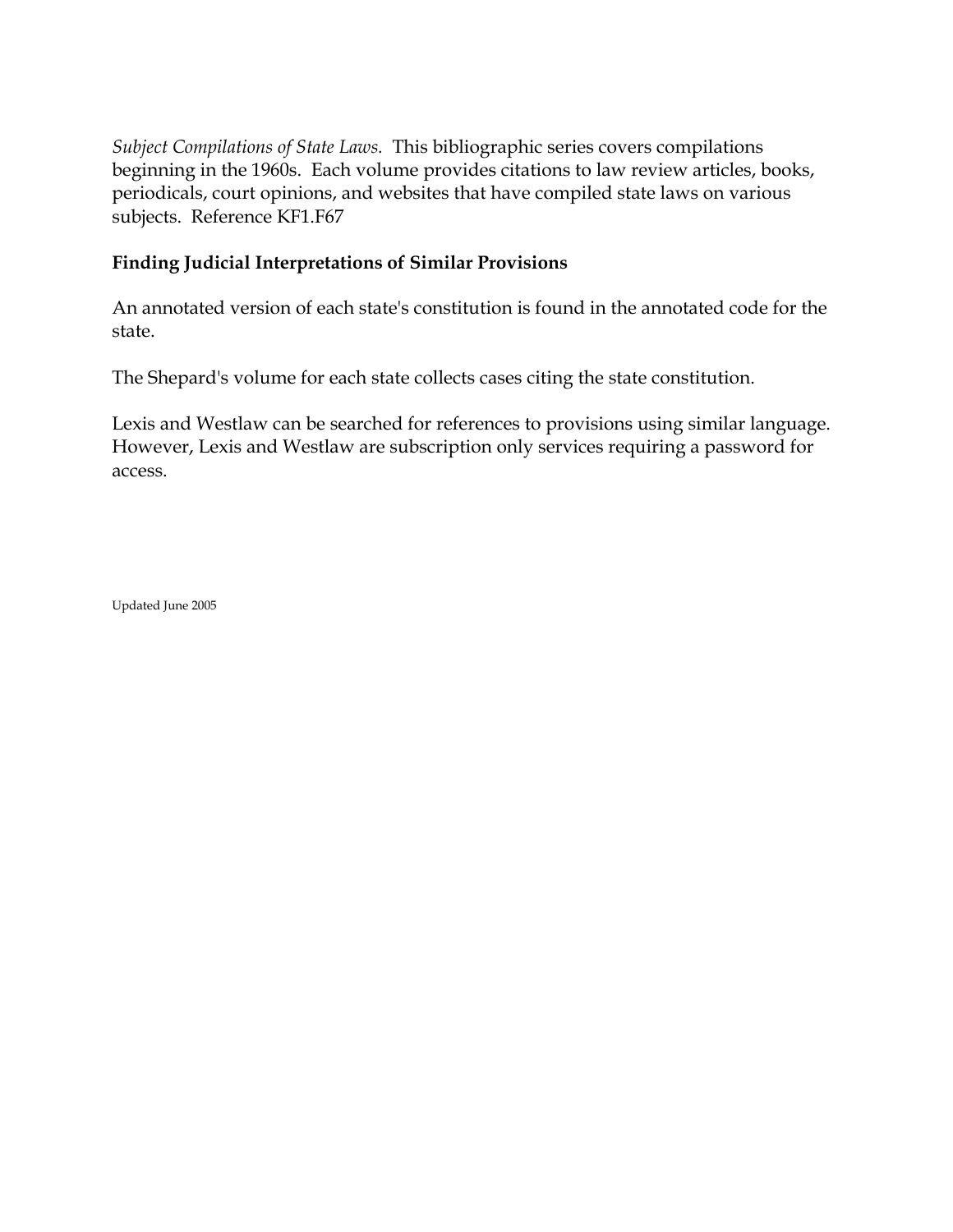*Subject Compilations of State Laws.* This bibliographic series covers compilations beginning in the 1960s. Each volume provides citations to law review articles, books, periodicals, court opinions, and websites that have compiled state laws on various subjects. Reference KF1.F67

**Finding Judicial Interpretations of Similar Provisions**

An annotated version of each state's constitution is found in the annotated code for the state.

The Shepard's volume for each state collects cases citing the state constitution.

Lexis and Westlaw can be searched for references to provisions using similar language. However, Lexis and Westlaw are subscription only services requiring a password for access.

Updated June 2005